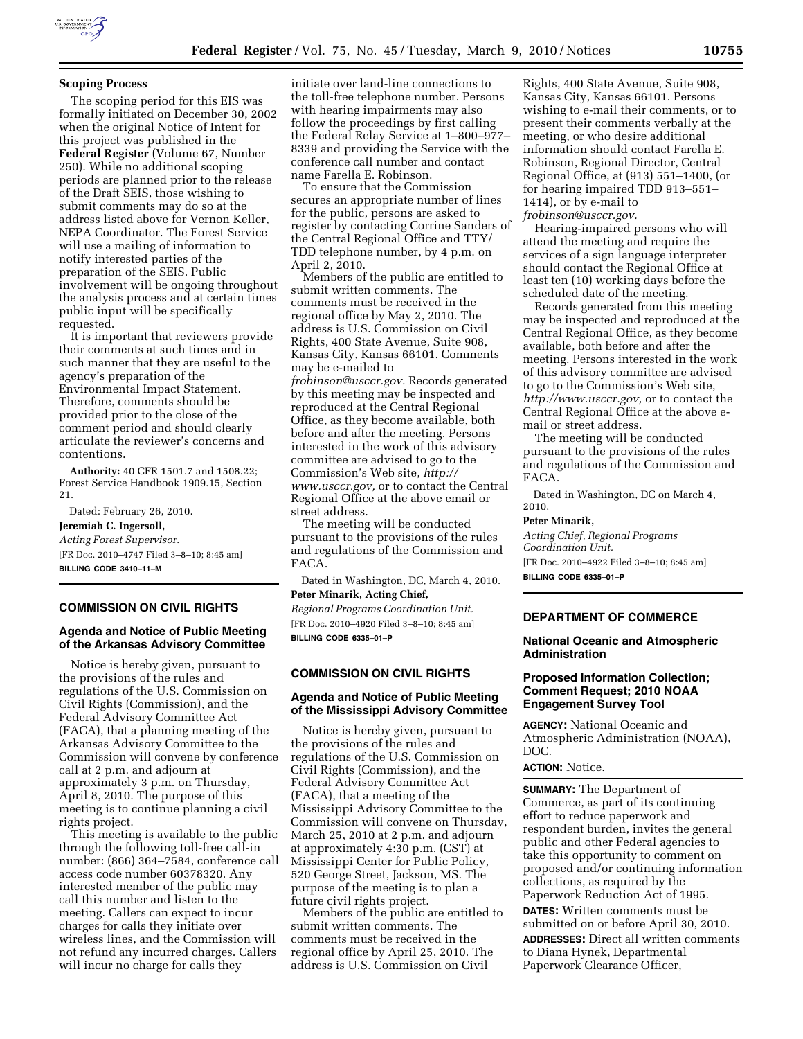**Scoping Process**

The scoping period for this EIS was formally initiated on December 30, 2002 when the original Notice of Intent for this project was published in the **Federal Register** (Volume 67, Number 250). While no additional scoping periods are planned prior to the release of the Draft SEIS, those wishing to submit comments may do so at the address listed above for Vernon Keller, NEPA Coordinator. The Forest Service will use a mailing of information to notify interested parties of the preparation of the SEIS. Public involvement will be ongoing throughout the analysis process and at certain times public input will be specifically requested.

It is important that reviewers provide their comments at such times and in such manner that they are useful to the agency's preparation of the Environmental Impact Statement. Therefore, comments should be provided prior to the close of the comment period and should clearly articulate the reviewer's concerns and contentions.

**Authority:** 40 CFR 1501.7 and 1508.22; Forest Service Handbook 1909.15, Section 21.

Dated: February 26, 2010.

**Jeremiah C. Ingersoll,**

*Acting Forest Supervisor.*

[FR Doc. 2010–4747 Filed 3–8–10; 8:45 am]

**BILLING CODE 3410–11–M**

## COMMISSION ON CIVIL RIGHTS

### Agenda and Notice of Public Meeting of the Arkansas Advisory Committee

Notice is hereby given, pursuant to the provisions of the rules and regulations of the U.S. Commission on Civil Rights (Commission), and the Federal Advisory Committee Act (FACA), that a planning meeting of the Arkansas Advisory Committee to the Commission will convene by conference call at 2 p.m. and adjourn at approximately 3 p.m. on Thursday, April 8, 2010. The purpose of this meeting is to continue planning a civil rights project.

This meeting is available to the public through the following toll-free call-in number: (866) 364–7584, conference call access code number 60378320. Any interested member of the public may call this number and listen to the meeting. Callers can expect to incur charges for calls they initiate over wireless lines, and the Commission will not refund any incurred charges. Callers will incur no charge for calls they initiate over land-line connections to the toll-free telephone number. Persons with hearing impairments may also follow the proceedings by first calling the Federal Relay Service at 1–800–977–8339 and providing the Service with the conference call number and contact name Farella E. Robinson.

To ensure that the Commission secures an appropriate number of lines for the public, persons are asked to register by contacting Corrine Sanders of the Central Regional Office and TTY/TDD telephone number, by 4 p.m. on April 2, 2010.

Members of the public are entitled to submit written comments. The comments must be received in the regional office by May 2, 2010. The address is U.S. Commission on Civil Rights, 400 State Avenue, Suite 908, Kansas City, Kansas 66101. Comments may be e-mailed to *frobinson@usccr.gov.* Records generated by this meeting may be inspected and reproduced at the Central Regional Office, as they become available, both before and after the meeting. Persons interested in the work of this advisory committee are advised to go to the Commission's Web site, *http://www.usccr.gov,* or to contact the Central Regional Office at the above email or street address.

The meeting will be conducted pursuant to the provisions of the rules and regulations of the Commission and FACA.

Dated in Washington, DC, March 4, 2010.

**Peter Minarik, Acting Chief,**

*Regional Programs Coordination Unit.*

[FR Doc. 2010–4920 Filed 3–8–10; 8:45 am]

**BILLING CODE 6335–01–P**

## COMMISSION ON CIVIL RIGHTS

### Agenda and Notice of Public Meeting of the Mississippi Advisory Committee

Notice is hereby given, pursuant to the provisions of the rules and regulations of the U.S. Commission on Civil Rights (Commission), and the Federal Advisory Committee Act (FACA), that a meeting of the Mississippi Advisory Committee to the Commission will convene on Thursday, March 25, 2010 at 2 p.m. and adjourn at approximately 4:30 p.m. (CST) at Mississippi Center for Public Policy, 520 George Street, Jackson, MS. The purpose of the meeting is to plan a future civil rights project.

Members of the public are entitled to submit written comments. The comments must be received in the regional office by April 25, 2010. The address is U.S. Commission on Civil Rights, 400 State Avenue, Suite 908, Kansas City, Kansas 66101. Persons wishing to e-mail their comments, or to present their comments verbally at the meeting, or who desire additional information should contact Farella E. Robinson, Regional Director, Central Regional Office, at (913) 551–1400, (or for hearing impaired TDD 913–551–1414), or by e-mail to *frobinson@usccr.gov.*

Hearing-impaired persons who will attend the meeting and require the services of a sign language interpreter should contact the Regional Office at least ten (10) working days before the scheduled date of the meeting.

Records generated from this meeting may be inspected and reproduced at the Central Regional Office, as they become available, both before and after the meeting. Persons interested in the work of this advisory committee are advised to go to the Commission's Web site, *http://www.usccr.gov,* or to contact the Central Regional Office at the above e-mail or street address.

The meeting will be conducted pursuant to the provisions of the rules and regulations of the Commission and FACA.

Dated in Washington, DC on March 4, 2010.

**Peter Minarik,**

*Acting Chief, Regional Programs Coordination Unit.*

[FR Doc. 2010–4922 Filed 3–8–10; 8:45 am]

**BILLING CODE 6335–01–P**

## DEPARTMENT OF COMMERCE

### National Oceanic and Atmospheric Administration

### Proposed Information Collection; Comment Request; 2010 NOAA Engagement Survey Tool

**AGENCY:** National Oceanic and Atmospheric Administration (NOAA), DOC.

**ACTION:** Notice.

**SUMMARY:** The Department of Commerce, as part of its continuing effort to reduce paperwork and respondent burden, invites the general public and other Federal agencies to take this opportunity to comment on proposed and/or continuing information collections, as required by the Paperwork Reduction Act of 1995.

**DATES:** Written comments must be submitted on or before April 30, 2010.

**ADDRESSES:** Direct all written comments to Diana Hynek, Departmental Paperwork Clearance Officer,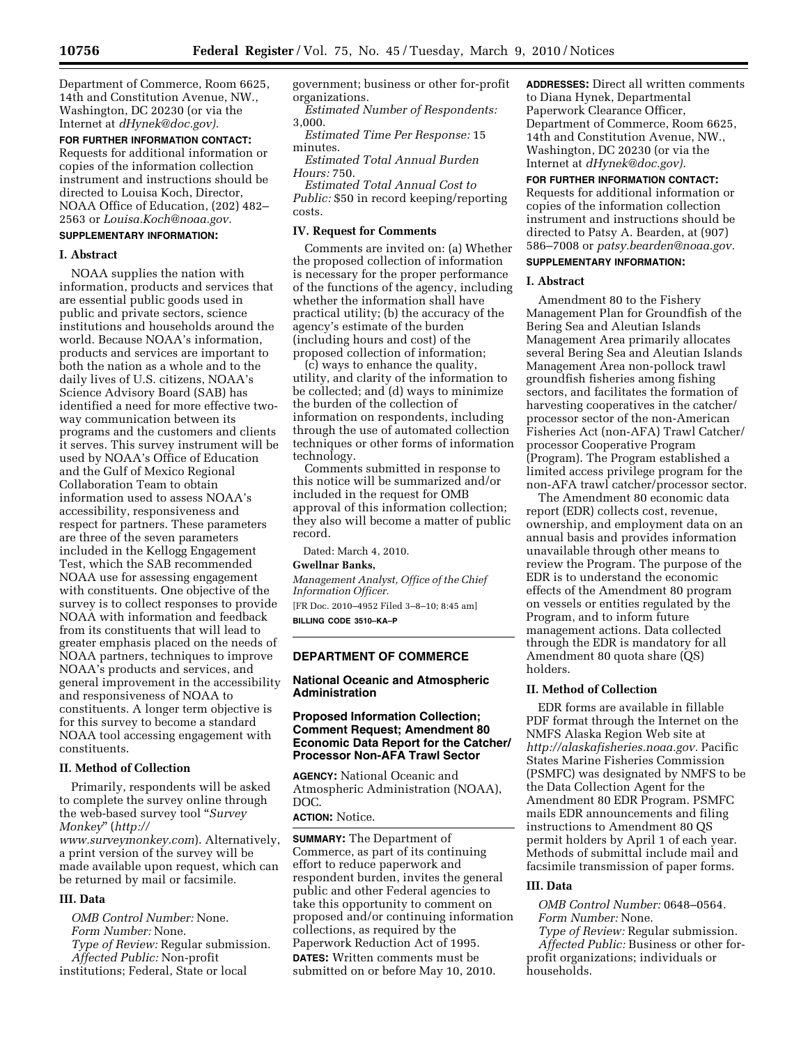Department of Commerce, Room 6625, 14th and Constitution Avenue, NW., Washington, DC 20230 (or via the Internet at *dHynek@doc.gov).*

**FOR FURTHER INFORMATION CONTACT:** Requests for additional information or copies of the information collection instrument and instructions should be directed to Louisa Koch, Director, NOAA Office of Education, (202) 482–2563 or *Louisa.Koch@noaa.gov.*

**SUPPLEMENTARY INFORMATION:**

## I. Abstract

NOAA supplies the nation with information, products and services that are essential public goods used in public and private sectors, science institutions and households around the world. Because NOAA's information, products and services are important to both the nation as a whole and to the daily lives of U.S. citizens, NOAA's Science Advisory Board (SAB) has identified a need for more effective two-way communication between its programs and the customers and clients it serves. This survey instrument will be used by NOAA's Office of Education and the Gulf of Mexico Regional Collaboration Team to obtain information used to assess NOAA's accessibility, responsiveness and respect for partners. These parameters are three of the seven parameters included in the Kellogg Engagement Test, which the SAB recommended NOAA use for assessing engagement with constituents. One objective of the survey is to collect responses to provide NOAA with information and feedback from its constituents that will lead to greater emphasis placed on the needs of NOAA partners, techniques to improve NOAA's products and services, and general improvement in the accessibility and responsiveness of NOAA to constituents. A longer term objective is for this survey to become a standard NOAA tool accessing engagement with constituents.

## II. Method of Collection

Primarily, respondents will be asked to complete the survey online through the web-based survey tool "*Survey Monkey*" (*http://www.surveymonkey.com*). Alternatively, a print version of the survey will be made available upon request, which can be returned by mail or facsimile.

## III. Data

*OMB Control Number:* None.
*Form Number:* None.
*Type of Review:* Regular submission.
*Affected Public:* Non-profit institutions; Federal, State or local government; business or other for-profit organizations.
*Estimated Number of Respondents:* 3,000.
*Estimated Time Per Response:* 15 minutes.
*Estimated Total Annual Burden Hours:* 750.
*Estimated Total Annual Cost to Public:* $50 in record keeping/reporting costs.

## IV. Request for Comments

Comments are invited on: (a) Whether the proposed collection of information is necessary for the proper performance of the functions of the agency, including whether the information shall have practical utility; (b) the accuracy of the agency's estimate of the burden (including hours and cost) of the proposed collection of information; (c) ways to enhance the quality, utility, and clarity of the information to be collected; and (d) ways to minimize the burden of the collection of information on respondents, including through the use of automated collection techniques or other forms of information technology.

Comments submitted in response to this notice will be summarized and/or included in the request for OMB approval of this information collection; they also will become a matter of public record.

Dated: March 4, 2010.

**Gwellnar Banks,**

*Management Analyst, Office of the Chief Information Officer.*

[FR Doc. 2010–4952 Filed 3–8–10; 8:45 am]

**BILLING CODE 3510–KA–P**

---

# DEPARTMENT OF COMMERCE

## National Oceanic and Atmospheric Administration

## Proposed Information Collection; Comment Request; Amendment 80 Economic Data Report for the Catcher/Processor Non-AFA Trawl Sector

**AGENCY:** National Oceanic and Atmospheric Administration (NOAA), DOC.

**ACTION:** Notice.

**SUMMARY:** The Department of Commerce, as part of its continuing effort to reduce paperwork and respondent burden, invites the general public and other Federal agencies to take this opportunity to comment on proposed and/or continuing information collections, as required by the Paperwork Reduction Act of 1995.

**DATES:** Written comments must be submitted on or before May 10, 2010.

**ADDRESSES:** Direct all written comments to Diana Hynek, Departmental Paperwork Clearance Officer, Department of Commerce, Room 6625, 14th and Constitution Avenue, NW., Washington, DC 20230 (or via the Internet at *dHynek@doc.gov).*

**FOR FURTHER INFORMATION CONTACT:** Requests for additional information or copies of the information collection instrument and instructions should be directed to Patsy A. Bearden, at (907) 586–7008 or *patsy.bearden@noaa.gov.*

**SUPPLEMENTARY INFORMATION:**

## I. Abstract

Amendment 80 to the Fishery Management Plan for Groundfish of the Bering Sea and Aleutian Islands Management Area primarily allocates several Bering Sea and Aleutian Islands Management Area non-pollock trawl groundfish fisheries among fishing sectors, and facilitates the formation of harvesting cooperatives in the catcher/processor sector of the non-American Fisheries Act (non-AFA) Trawl Catcher/processor Cooperative Program (Program). The Program established a limited access privilege program for the non-AFA trawl catcher/processor sector.

The Amendment 80 economic data report (EDR) collects cost, revenue, ownership, and employment data on an annual basis and provides information unavailable through other means to review the Program. The purpose of the EDR is to understand the economic effects of the Amendment 80 program on vessels or entities regulated by the Program, and to inform future management actions. Data collected through the EDR is mandatory for all Amendment 80 quota share (QS) holders.

## II. Method of Collection

EDR forms are available in fillable PDF format through the Internet on the NMFS Alaska Region Web site at *http://alaskafisheries.noaa.gov.* Pacific States Marine Fisheries Commission (PSMFC) was designated by NMFS to be the Data Collection Agent for the Amendment 80 EDR Program. PSMFC mails EDR announcements and filing instructions to Amendment 80 QS permit holders by April 1 of each year. Methods of submittal include mail and facsimile transmission of paper forms.

## III. Data

*OMB Control Number:* 0648–0564.
*Form Number:* None.
*Type of Review:* Regular submission.
*Affected Public:* Business or other for-profit organizations; individuals or households.